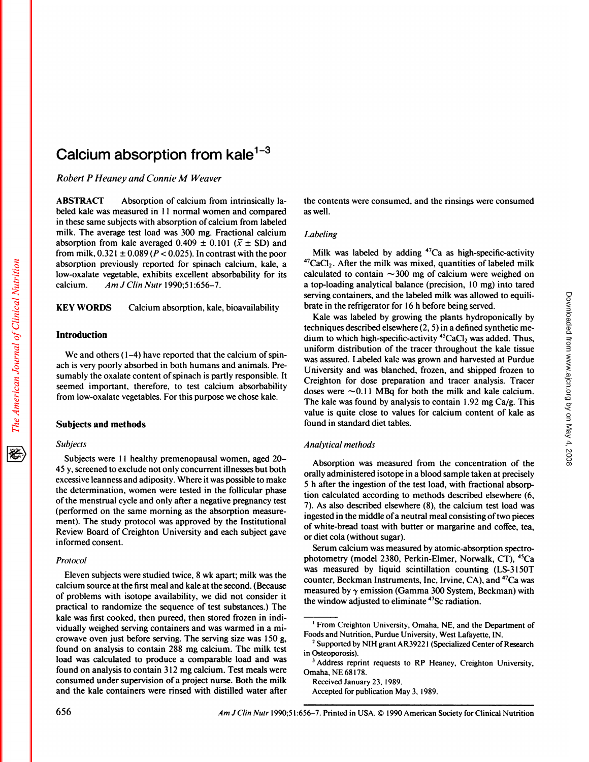# Calcium absorption from kale[1–3]

*Robert P Heaney and Connie M Weaver*

**ABSTRACT** Absorption of calcium from intrinsically labeled kale was measured in 11 normal women and compared in these same subjects with absorption of calcium from labeled milk. The average test load was 300 mg. Fractional calcium absorption from kale averaged 0.409 ± 0.101 ($\bar{x}$ ± SD) and from milk, 0.321 ± 0.089 ($P < 0.025$). In contrast with the poor absorption previously reported for spinach calcium, kale, a low-oxalate vegetable, exhibits excellent absorbability for its calcium. *Am J Clin Nutr* 1990;51:656–7.

**KEY WORDS** Calcium absorption, kale, bioavailability

## Introduction

We and others (1–4) have reported that the calcium of spinach is very poorly absorbed in both humans and animals. Presumably the oxalate content of spinach is partly responsible. It seemed important, therefore, to test calcium absorbability from low-oxalate vegetables. For this purpose we chose kale.

## Subjects and methods

### *Subjects*

Subjects were 11 healthy premenopausal women, aged 20–45 y, screened to exclude not only concurrent illnesses but both excessive leanness and adiposity. Where it was possible to make the determination, women were tested in the follicular phase of the menstrual cycle and only after a negative pregnancy test (performed on the same morning as the absorption measurement). The study protocol was approved by the Institutional Review Board of Creighton University and each subject gave informed consent.

### *Protocol*

Eleven subjects were studied twice, 8 wk apart; milk was the calcium source at the first meal and kale at the second. (Because of problems with isotope availability, we did not consider it practical to randomize the sequence of test substances.) The kale was first cooked, then pureed, then stored frozen in individually weighed serving containers and was warmed in a microwave oven just before serving. The serving size was 150 g, found on analysis to contain 288 mg calcium. The milk test load was calculated to produce a comparable load and was found on analysis to contain 312 mg calcium. Test meals were consumed under supervision of a project nurse. Both the milk and the kale containers were rinsed with distilled water after the contents were consumed, and the rinsings were consumed as well.

### *Labeling*

Milk was labeled by adding $^{47}Ca$ as high-specific-activity $^{47}CaCl_2$. After the milk was mixed, quantities of labeled milk calculated to contain ~300 mg of calcium were weighed on a top-loading analytical balance (precision, 10 mg) into tared serving containers, and the labeled milk was allowed to equilibrate in the refrigerator for 16 h before being served.

Kale was labeled by growing the plants hydroponically by techniques described elsewhere (2, 5) in a defined synthetic medium to which high-specific-activity $^{45}CaCl_2$ was added. Thus, uniform distribution of the tracer throughout the kale tissue was assured. Labeled kale was grown and harvested at Purdue University and was blanched, frozen, and shipped frozen to Creighton for dose preparation and tracer analysis. Tracer doses were ~0.11 MBq for both the milk and kale calcium. The kale was found by analysis to contain 1.92 mg Ca/g. This value is quite close to values for calcium content of kale as found in standard diet tables.

### *Analytical methods*

Absorption was measured from the concentration of the orally administered isotope in a blood sample taken at precisely 5 h after the ingestion of the test load, with fractional absorption calculated according to methods described elsewhere (6, 7). As also described elsewhere (8), the calcium test load was ingested in the middle of a neutral meal consisting of two pieces of white-bread toast with butter or margarine and coffee, tea, or diet cola (without sugar).

Serum calcium was measured by atomic-absorption spectrophotometry (model 2380, Perkin-Elmer, Norwalk, CT), $^{45}Ca$ was measured by liquid scintillation counting (LS-3150T counter, Beckman Instruments, Inc, Irvine, CA), and $^{47}Ca$ was measured by $\gamma$ emission (Gamma 300 System, Beckman) with the window adjusted to eliminate $^{47}Sc$ radiation.

---

[1] From Creighton University, Omaha, NE, and the Department of Foods and Nutrition, Purdue University, West Lafayette, IN.

[2] Supported by NIH grant AR39221 (Specialized Center of Research in Osteoporosis).

[3] Address reprint requests to RP Heaney, Creighton University, Omaha, NE 68178.

Received January 23, 1989.

Accepted for publication May 3, 1989.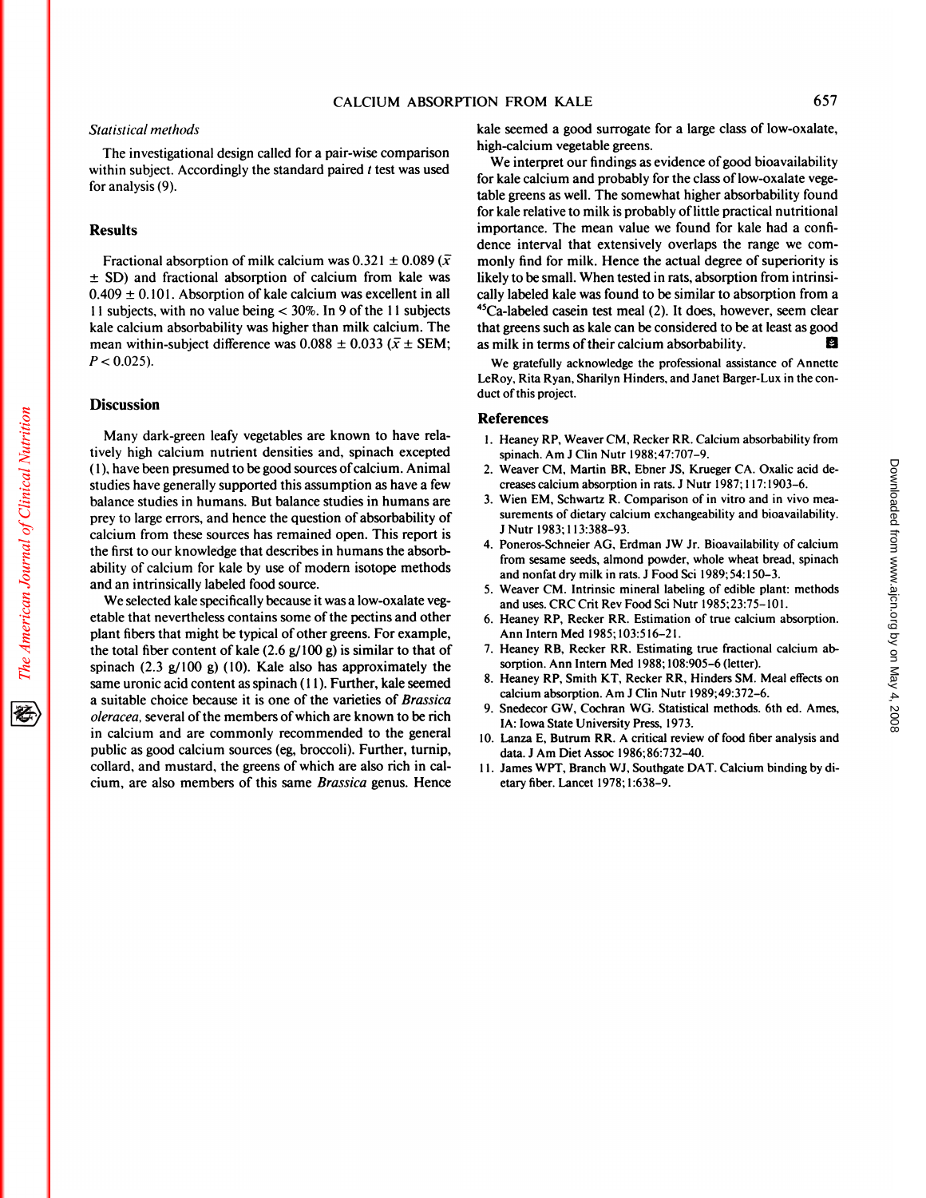### *Statistical methods*

The investigational design called for a pair-wise comparison within subject. Accordingly the standard paired *t* test was used for analysis (9).

## Results

Fractional absorption of milk calcium was 0.321 ± 0.089 ($\bar{x}$ ± SD) and fractional absorption of calcium from kale was 0.409 ± 0.101. Absorption of kale calcium was excellent in all 11 subjects, with no value being < 30%. In 9 of the 11 subjects kale calcium absorbability was higher than milk calcium. The mean within-subject difference was 0.088 ± 0.033 ($\bar{x}$ ± SEM; $P < 0.025$).

## Discussion

Many dark-green leafy vegetables are known to have relatively high calcium nutrient densities and, spinach excepted (1), have been presumed to be good sources of calcium. Animal studies have generally supported this assumption as have a few balance studies in humans. But balance studies in humans are prey to large errors, and hence the question of absorbability of calcium from these sources has remained open. This report is the first to our knowledge that describes in humans the absorbability of calcium for kale by use of modern isotope methods and an intrinsically labeled food source.

We selected kale specifically because it was a low-oxalate vegetable that nevertheless contains some of the pectins and other plant fibers that might be typical of other greens. For example, the total fiber content of kale (2.6 g/100 g) is similar to that of spinach (2.3 g/100 g) (10). Kale also has approximately the same uronic acid content as spinach (11). Further, kale seemed a suitable choice because it is one of the varieties of *Brassica oleracea*, several of the members of which are known to be rich in calcium and are commonly recommended to the general public as good calcium sources (eg, broccoli). Further, turnip, collard, and mustard, the greens of which are also rich in calcium, are also members of this same *Brassica* genus. Hence kale seemed a good surrogate for a large class of low-oxalate, high-calcium vegetable greens.

We interpret our findings as evidence of good bioavailability for kale calcium and probably for the class of low-oxalate vegetable greens as well. The somewhat higher absorbability found for kale relative to milk is probably of little practical nutritional importance. The mean value we found for kale had a confidence interval that extensively overlaps the range we commonly find for milk. Hence the actual degree of superiority is likely to be small. When tested in rats, absorption from intrinsically labeled kale was found to be similar to absorption from a $^{45}$Ca-labeled casein test meal (2). It does, however, seem clear that greens such as kale can be considered to be at least as good as milk in terms of their calcium absorbability.

We gratefully acknowledge the professional assistance of Annette LeRoy, Rita Ryan, Sharilyn Hinders, and Janet Barger-Lux in the conduct of this project.

## References

1. Heaney RP, Weaver CM, Recker RR. Calcium absorbability from spinach. Am J Clin Nutr 1988;47:707–9.
2. Weaver CM, Martin BR, Ebner JS, Krueger CA. Oxalic acid decreases calcium absorption in rats. J Nutr 1987;117:1903–6.
3. Wien EM, Schwartz R. Comparison of in vitro and in vivo measurements of dietary calcium exchangeability and bioavailability. J Nutr 1983;113:388–93.
4. Poneros-Schneier AG, Erdman JW Jr. Bioavailability of calcium from sesame seeds, almond powder, whole wheat bread, spinach and nonfat dry milk in rats. J Food Sci 1989;54:150–3.
5. Weaver CM. Intrinsic mineral labeling of edible plant: methods and uses. CRC Crit Rev Food Sci Nutr 1985;23:75–101.
6. Heaney RP, Recker RR. Estimation of true calcium absorption. Ann Intern Med 1985;103:516–21.
7. Heaney RB, Recker RR. Estimating true fractional calcium absorption. Ann Intern Med 1988;108:905–6 (letter).
8. Heaney RP, Smith KT, Recker RR, Hinders SM. Meal effects on calcium absorption. Am J Clin Nutr 1989;49:372–6.
9. Snedecor GW, Cochran WG. Statistical methods. 6th ed. Ames, IA: Iowa State University Press, 1973.
10. Lanza E, Butrum RR. A critical review of food fiber analysis and data. J Am Diet Assoc 1986;86:732–40.
11. James WPT, Branch WJ, Southgate DAT. Calcium binding by dietary fiber. Lancet 1978;1:638–9.